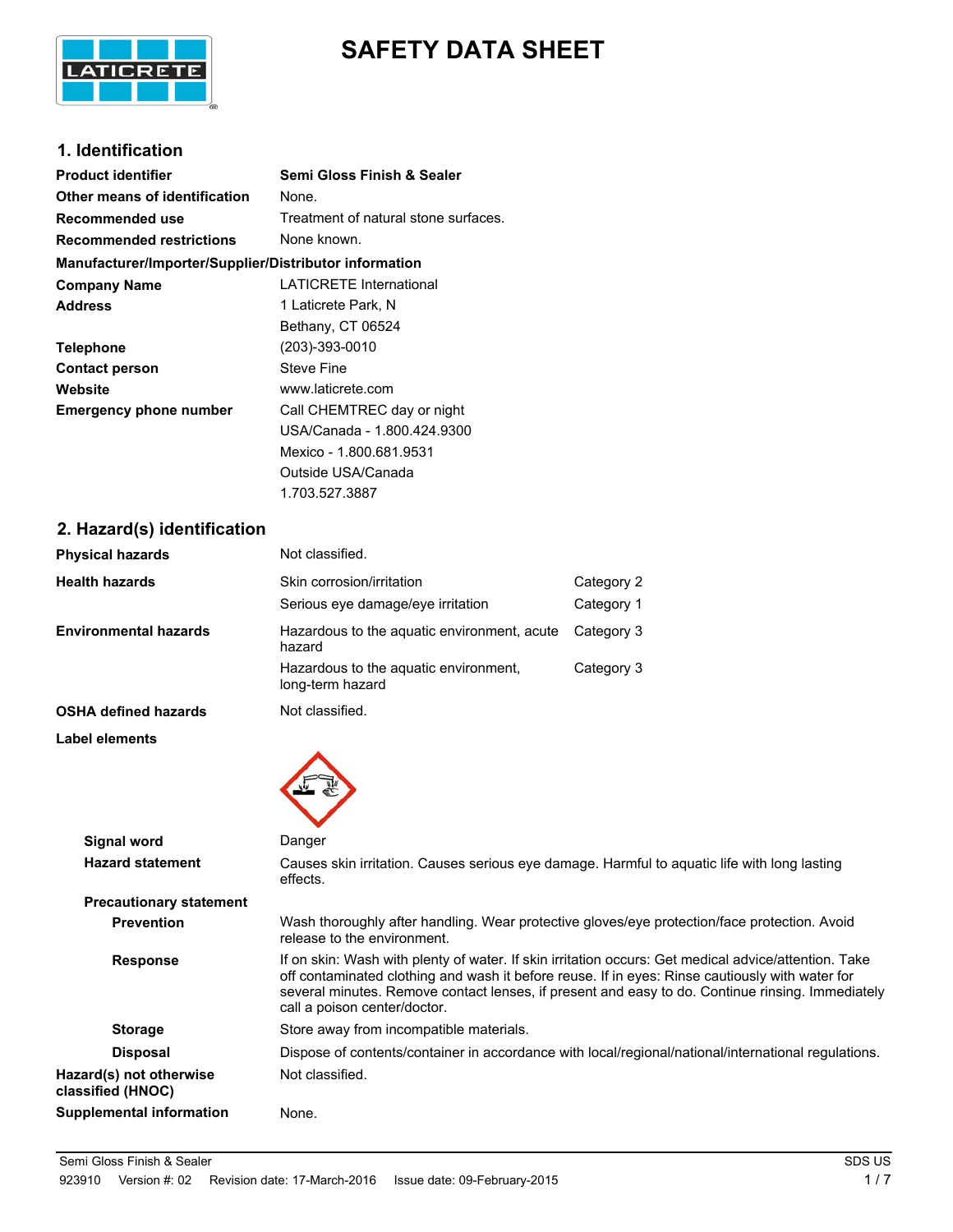# SAFETY DATA SHEET

## 1. Identification

| | |
|---|---|
| **Product identifier** | **Semi Gloss Finish & Sealer** |
| **Other means of identification** | None. |
| **Recommended use** | Treatment of natural stone surfaces. |
| **Recommended restrictions** | None known. |

**Manufacturer/Importer/Supplier/Distributor information**

| | |
|---|---|
| **Company Name** | LATICRETE International |
| **Address** | 1 Laticrete Park, N<br>Bethany, CT 06524 |
| **Telephone** | (203)-393-0010 |
| **Contact person** | Steve Fine |
| **Website** | www.laticrete.com |
| **Emergency phone number** | Call CHEMTREC day or night<br>USA/Canada - 1.800.424.9300<br>Mexico - 1.800.681.9531<br>Outside USA/Canada<br>1.703.527.3887 |

## 2. Hazard(s) identification

| | | |
|---|---|---|
| **Physical hazards** | Not classified. | |
| **Health hazards** | Skin corrosion/irritation | Category 2 |
| | Serious eye damage/eye irritation | Category 1 |
| **Environmental hazards** | Hazardous to the aquatic environment, acute hazard | Category 3 |
| | Hazardous to the aquatic environment, long-term hazard | Category 3 |
| **OSHA defined hazards** | Not classified. | |

**Label elements**

| | |
|---|---|
| **Signal word** | Danger |
| **Hazard statement** | Causes skin irritation. Causes serious eye damage. Harmful to aquatic life with long lasting effects. |

**Precautionary statement**

| | |
|---|---|
| **Prevention** | Wash thoroughly after handling. Wear protective gloves/eye protection/face protection. Avoid release to the environment. |
| **Response** | If on skin: Wash with plenty of water. If skin irritation occurs: Get medical advice/attention. Take off contaminated clothing and wash it before reuse. If in eyes: Rinse cautiously with water for several minutes. Remove contact lenses, if present and easy to do. Continue rinsing. Immediately call a poison center/doctor. |
| **Storage** | Store away from incompatible materials. |
| **Disposal** | Dispose of contents/container in accordance with local/regional/national/international regulations. |
| **Hazard(s) not otherwise classified (HNOC)** | Not classified. |
| **Supplemental information** | None. |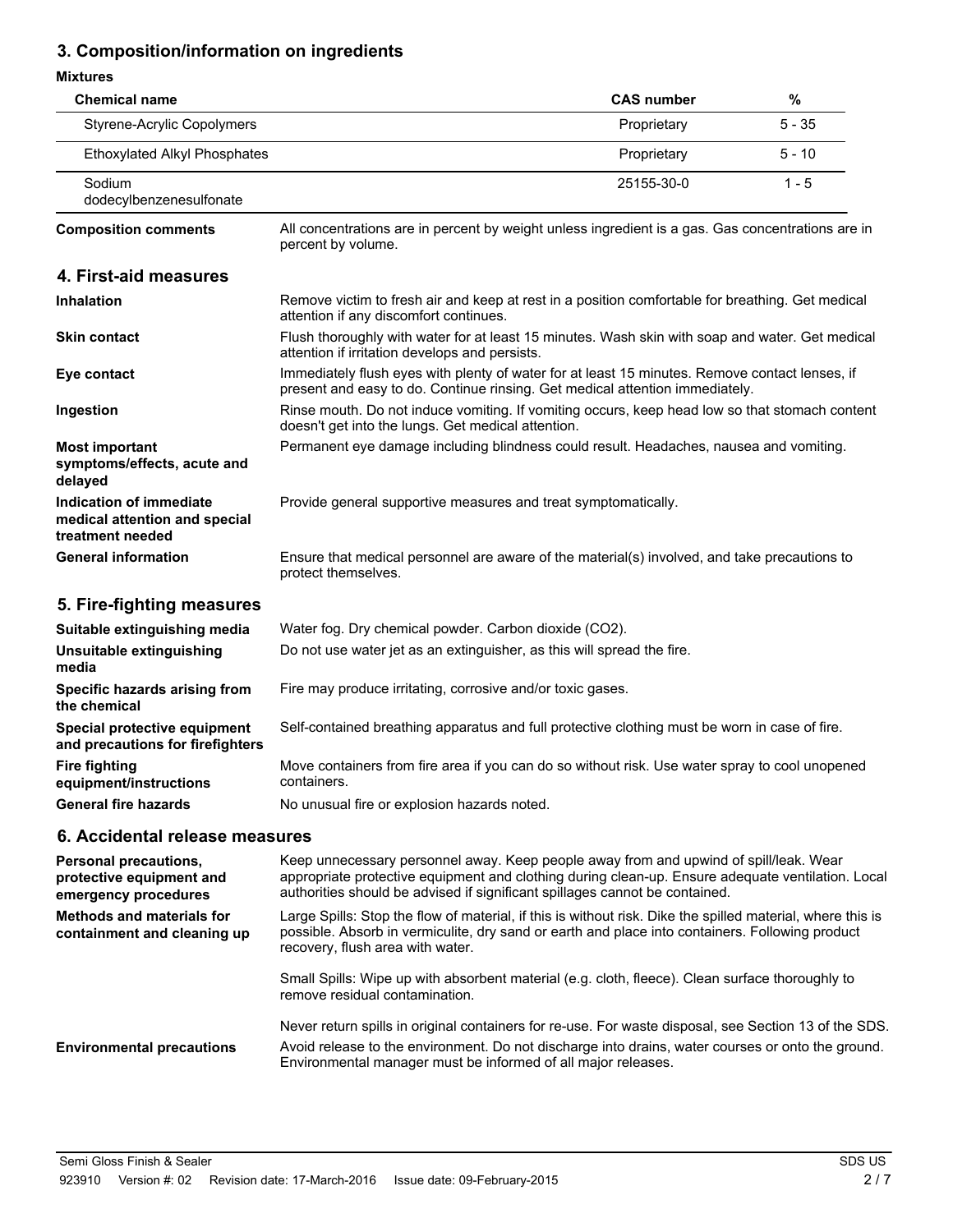## 3. Composition/information on ingredients

**Mixtures**

| Chemical name | CAS number | % |
|---|---|---|
| Styrene-Acrylic Copolymers | Proprietary | 5 - 35 |
| Ethoxylated Alkyl Phosphates | Proprietary | 5 - 10 |
| Sodium dodecylbenzenesulfonate | 25155-30-0 | 1 - 5 |

**Composition comments** All concentrations are in percent by weight unless ingredient is a gas. Gas concentrations are in percent by volume.

## 4. First-aid measures

**Inhalation** Remove victim to fresh air and keep at rest in a position comfortable for breathing. Get medical attention if any discomfort continues.

**Skin contact** Flush thoroughly with water for at least 15 minutes. Wash skin with soap and water. Get medical attention if irritation develops and persists.

**Eye contact** Immediately flush eyes with plenty of water for at least 15 minutes. Remove contact lenses, if present and easy to do. Continue rinsing. Get medical attention immediately.

**Ingestion** Rinse mouth. Do not induce vomiting. If vomiting occurs, keep head low so that stomach content doesn't get into the lungs. Get medical attention.

**Most important symptoms/effects, acute and delayed** Permanent eye damage including blindness could result. Headaches, nausea and vomiting.

**Indication of immediate medical attention and special treatment needed** Provide general supportive measures and treat symptomatically.

**General information** Ensure that medical personnel are aware of the material(s) involved, and take precautions to protect themselves.

## 5. Fire-fighting measures

**Suitable extinguishing media** Water fog. Dry chemical powder. Carbon dioxide ($CO_2$).

**Unsuitable extinguishing media** Do not use water jet as an extinguisher, as this will spread the fire.

**Specific hazards arising from the chemical** Fire may produce irritating, corrosive and/or toxic gases.

**Special protective equipment and precautions for firefighters** Self-contained breathing apparatus and full protective clothing must be worn in case of fire.

**Fire fighting equipment/instructions** Move containers from fire area if you can do so without risk. Use water spray to cool unopened containers.

**General fire hazards** No unusual fire or explosion hazards noted.

## 6. Accidental release measures

**Personal precautions, protective equipment and emergency procedures** Keep unnecessary personnel away. Keep people away from and upwind of spill/leak. Wear appropriate protective equipment and clothing during clean-up. Ensure adequate ventilation. Local authorities should be advised if significant spillages cannot be contained.

**Methods and materials for containment and cleaning up** Large Spills: Stop the flow of material, if this is without risk. Dike the spilled material, where this is possible. Absorb in vermiculite, dry sand or earth and place into containers. Following product recovery, flush area with water.

Small Spills: Wipe up with absorbent material (e.g. cloth, fleece). Clean surface thoroughly to remove residual contamination.

Never return spills in original containers for re-use. For waste disposal, see Section 13 of the SDS.

**Environmental precautions** Avoid release to the environment. Do not discharge into drains, water courses or onto the ground. Environmental manager must be informed of all major releases.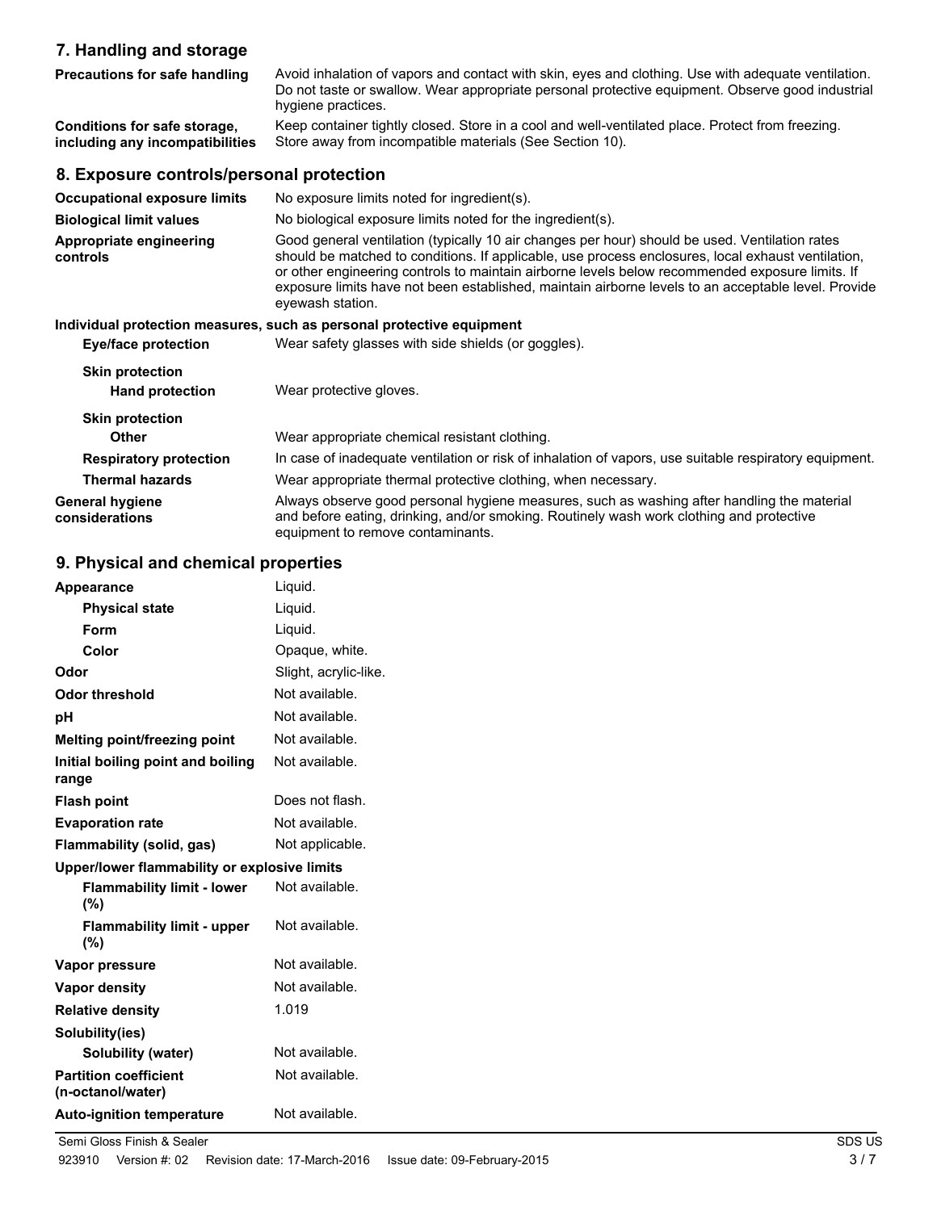## 7. Handling and storage

| | |
|---|---|
| **Precautions for safe handling** | Avoid inhalation of vapors and contact with skin, eyes and clothing. Use with adequate ventilation. Do not taste or swallow. Wear appropriate personal protective equipment. Observe good industrial hygiene practices. |
| **Conditions for safe storage, including any incompatibilities** | Keep container tightly closed. Store in a cool and well-ventilated place. Protect from freezing. Store away from incompatible materials (See Section 10). |

## 8. Exposure controls/personal protection

| | |
|---|---|
| **Occupational exposure limits** | No exposure limits noted for ingredient(s). |
| **Biological limit values** | No biological exposure limits noted for the ingredient(s). |
| **Appropriate engineering controls** | Good general ventilation (typically 10 air changes per hour) should be used. Ventilation rates should be matched to conditions. If applicable, use process enclosures, local exhaust ventilation, or other engineering controls to maintain airborne levels below recommended exposure limits. If exposure limits have not been established, maintain airborne levels to an acceptable level. Provide eyewash station. |

**Individual protection measures, such as personal protective equipment**

| | |
|---|---|
| **Eye/face protection** | Wear safety glasses with side shields (or goggles). |
| **Skin protection** | |
| **Hand protection** | Wear protective gloves. |
| **Skin protection** | |
| **Other** | Wear appropriate chemical resistant clothing. |
| **Respiratory protection** | In case of inadequate ventilation or risk of inhalation of vapors, use suitable respiratory equipment. |
| **Thermal hazards** | Wear appropriate thermal protective clothing, when necessary. |
| **General hygiene considerations** | Always observe good personal hygiene measures, such as washing after handling the material and before eating, drinking, and/or smoking. Routinely wash work clothing and protective equipment to remove contaminants. |

## 9. Physical and chemical properties

| | |
|---|---|
| **Appearance** | Liquid. |
| **Physical state** | Liquid. |
| **Form** | Liquid. |
| **Color** | Opaque, white. |
| **Odor** | Slight, acrylic-like. |
| **Odor threshold** | Not available. |
| **pH** | Not available. |
| **Melting point/freezing point** | Not available. |
| **Initial boiling point and boiling range** | Not available. |
| **Flash point** | Does not flash. |
| **Evaporation rate** | Not available. |
| **Flammability (solid, gas)** | Not applicable. |
| **Upper/lower flammability or explosive limits** | |
| **Flammability limit - lower (%)** | Not available. |
| **Flammability limit - upper (%)** | Not available. |
| **Vapor pressure** | Not available. |
| **Vapor density** | Not available. |
| **Relative density** | 1.019 |
| **Solubility(ies)** | |
| **Solubility (water)** | Not available. |
| **Partition coefficient (n-octanol/water)** | Not available. |
| **Auto-ignition temperature** | Not available. |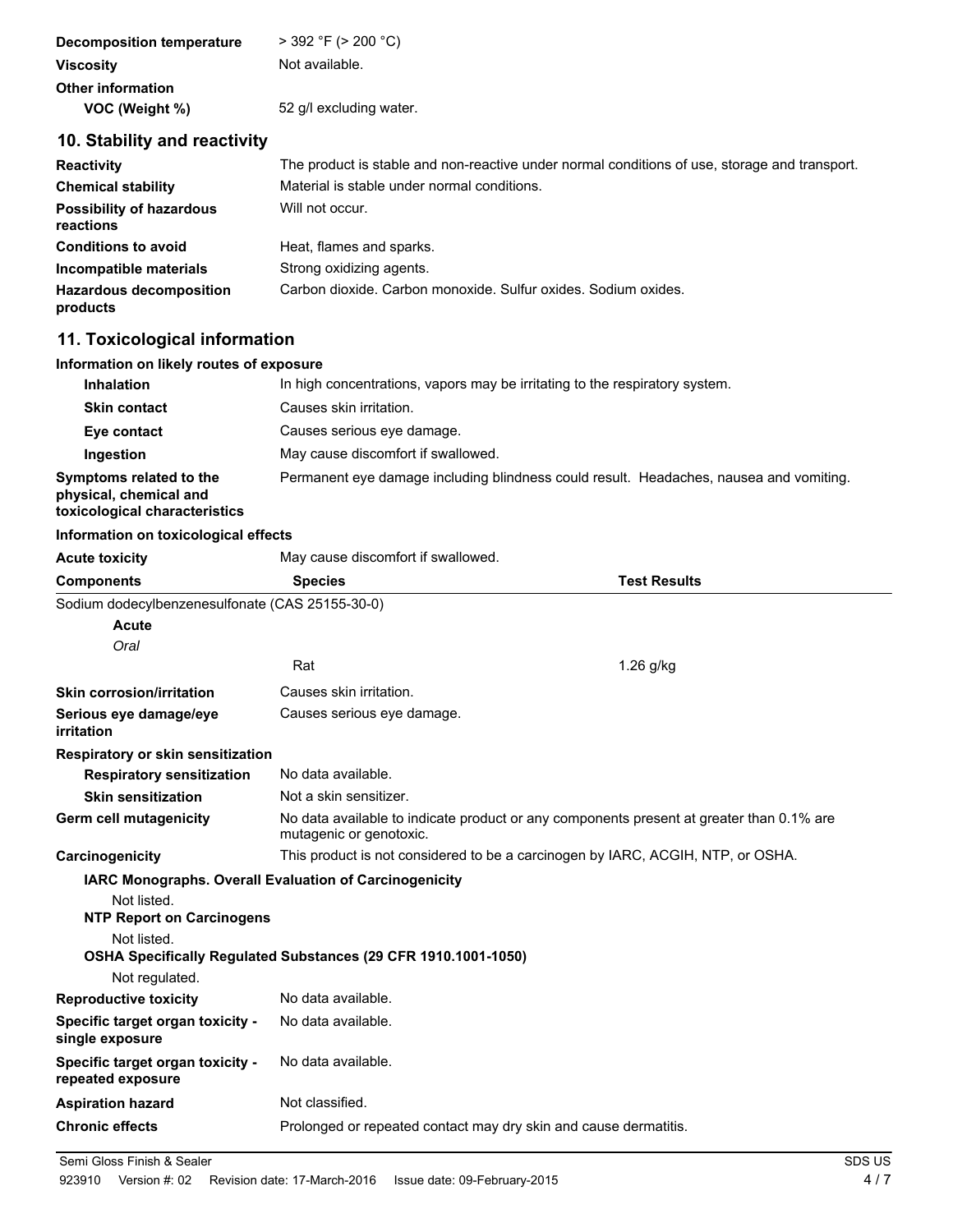**Decomposition temperature** > 392 °F (> 200 °C)

**Viscosity** Not available.

**Other information**

**VOC (Weight %)** 52 g/l excluding water.

## 10. Stability and reactivity

**Reactivity** The product is stable and non-reactive under normal conditions of use, storage and transport.

**Chemical stability** Material is stable under normal conditions.

**Possibility of hazardous reactions** Will not occur.

**Conditions to avoid** Heat, flames and sparks.

**Incompatible materials** Strong oxidizing agents.

**Hazardous decomposition products** Carbon dioxide. Carbon monoxide. Sulfur oxides. Sodium oxides.

## 11. Toxicological information

**Information on likely routes of exposure**

**Inhalation** In high concentrations, vapors may be irritating to the respiratory system.

**Skin contact** Causes skin irritation.

**Eye contact** Causes serious eye damage.

**Ingestion** May cause discomfort if swallowed.

**Symptoms related to the physical, chemical and toxicological characteristics** Permanent eye damage including blindness could result. Headaches, nausea and vomiting.

**Information on toxicological effects**

**Acute toxicity** May cause discomfort if swallowed.

| Components | Species | Test Results |
|---|---|---|
| Sodium dodecylbenzenesulfonate (CAS 25155-30-0) | | |
| **Acute** | | |
| *Oral* | | |
| | Rat | 1.26 g/kg |

**Skin corrosion/irritation** Causes skin irritation.

**Serious eye damage/eye irritation** Causes serious eye damage.

**Respiratory or skin sensitization**

**Respiratory sensitization** No data available.

**Skin sensitization** Not a skin sensitizer.

**Germ cell mutagenicity** No data available to indicate product or any components present at greater than 0.1% are mutagenic or genotoxic.

**Carcinogenicity** This product is not considered to be a carcinogen by IARC, ACGIH, NTP, or OSHA.

**IARC Monographs. Overall Evaluation of Carcinogenicity**

Not listed.

**NTP Report on Carcinogens**

Not listed.

**OSHA Specifically Regulated Substances (29 CFR 1910.1001-1050)**

Not regulated.

**Reproductive toxicity** No data available.

**Specific target organ toxicity - single exposure** No data available.

**Specific target organ toxicity - repeated exposure** No data available.

**Aspiration hazard** Not classified.

**Chronic effects** Prolonged or repeated contact may dry skin and cause dermatitis.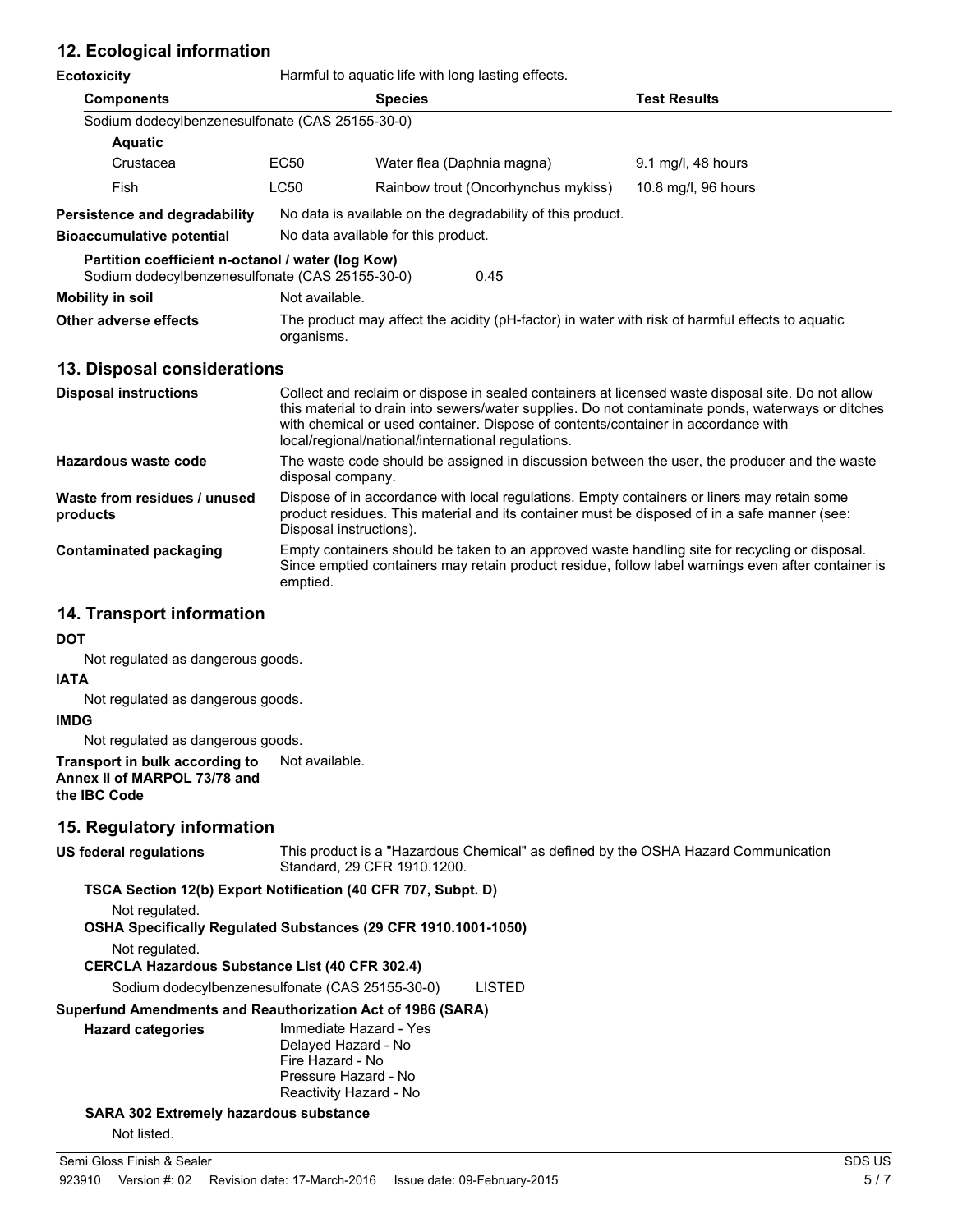## 12. Ecological information

**Ecotoxicity** Harmful to aquatic life with long lasting effects.

| Components | | Species | Test Results |
|---|---|---|---|
| Sodium dodecylbenzenesulfonate (CAS 25155-30-0) | | | |
| **Aquatic** | | | |
| Crustacea | EC50 | Water flea (Daphnia magna) | 9.1 mg/l, 48 hours |
| Fish | LC50 | Rainbow trout (Oncorhynchus mykiss) | 10.8 mg/l, 96 hours |

**Persistence and degradability** No data is available on the degradability of this product.

**Bioaccumulative potential** No data available for this product.

**Partition coefficient n-octanol / water (log Kow)**
Sodium dodecylbenzenesulfonate (CAS 25155-30-0) 0.45

**Mobility in soil** Not available.

**Other adverse effects** The product may affect the acidity (pH-factor) in water with risk of harmful effects to aquatic organisms.

## 13. Disposal considerations

**Disposal instructions** Collect and reclaim or dispose in sealed containers at licensed waste disposal site. Do not allow this material to drain into sewers/water supplies. Do not contaminate ponds, waterways or ditches with chemical or used container. Dispose of contents/container in accordance with local/regional/national/international regulations.

**Hazardous waste code** The waste code should be assigned in discussion between the user, the producer and the waste disposal company.

**Waste from residues / unused products** Dispose of in accordance with local regulations. Empty containers or liners may retain some product residues. This material and its container must be disposed of in a safe manner (see: Disposal instructions).

**Contaminated packaging** Empty containers should be taken to an approved waste handling site for recycling or disposal. Since emptied containers may retain product residue, follow label warnings even after container is emptied.

## 14. Transport information

**DOT**

Not regulated as dangerous goods.

**IATA**

Not regulated as dangerous goods.

**IMDG**

Not regulated as dangerous goods.

**Transport in bulk according to Annex II of MARPOL 73/78 and the IBC Code** Not available.

## 15. Regulatory information

**US federal regulations** This product is a "Hazardous Chemical" as defined by the OSHA Hazard Communication Standard, 29 CFR 1910.1200.

**TSCA Section 12(b) Export Notification (40 CFR 707, Subpt. D)**

Not regulated.

**OSHA Specifically Regulated Substances (29 CFR 1910.1001-1050)**

Not regulated.

**CERCLA Hazardous Substance List (40 CFR 302.4)**

Sodium dodecylbenzenesulfonate (CAS 25155-30-0) LISTED

**Superfund Amendments and Reauthorization Act of 1986 (SARA)**

**Hazard categories**
Immediate Hazard - Yes
Delayed Hazard - No
Fire Hazard - No
Pressure Hazard - No
Reactivity Hazard - No

**SARA 302 Extremely hazardous substance**

Not listed.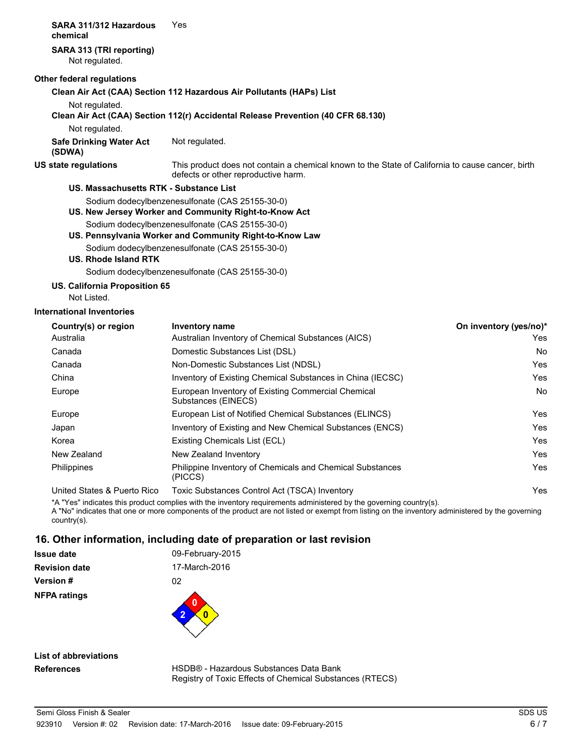**SARA 311/312 Hazardous chemical** Yes

**SARA 313 (TRI reporting)**

Not regulated.

**Other federal regulations**

**Clean Air Act (CAA) Section 112 Hazardous Air Pollutants (HAPs) List**

Not regulated.

**Clean Air Act (CAA) Section 112(r) Accidental Release Prevention (40 CFR 68.130)**

Not regulated.

**Safe Drinking Water Act (SDWA)** Not regulated.

**US state regulations** This product does not contain a chemical known to the State of California to cause cancer, birth defects or other reproductive harm.

**US. Massachusetts RTK - Substance List**

Sodium dodecylbenzenesulfonate (CAS 25155-30-0)

**US. New Jersey Worker and Community Right-to-Know Act**

Sodium dodecylbenzenesulfonate (CAS 25155-30-0)

**US. Pennsylvania Worker and Community Right-to-Know Law**

Sodium dodecylbenzenesulfonate (CAS 25155-30-0)

**US. Rhode Island RTK**

Sodium dodecylbenzenesulfonate (CAS 25155-30-0)

**US. California Proposition 65**

Not Listed.

**International Inventories**

| Country(s) or region | Inventory name | On inventory (yes/no)* |
|---|---|---|
| Australia | Australian Inventory of Chemical Substances (AICS) | Yes |
| Canada | Domestic Substances List (DSL) | No |
| Canada | Non-Domestic Substances List (NDSL) | Yes |
| China | Inventory of Existing Chemical Substances in China (IECSC) | Yes |
| Europe | European Inventory of Existing Commercial Chemical Substances (EINECS) | No |
| Europe | European List of Notified Chemical Substances (ELINCS) | Yes |
| Japan | Inventory of Existing and New Chemical Substances (ENCS) | Yes |
| Korea | Existing Chemicals List (ECL) | Yes |
| New Zealand | New Zealand Inventory | Yes |
| Philippines | Philippine Inventory of Chemicals and Chemical Substances (PICCS) | Yes |
| United States & Puerto Rico | Toxic Substances Control Act (TSCA) Inventory | Yes |

*A "Yes" indicates this product complies with the inventory requirements administered by the governing country(s).
A "No" indicates that one or more components of the product are not listed or exempt from listing on the inventory administered by the governing country(s).

## 16. Other information, including date of preparation or last revision

**Issue date** 09-February-2015

**Revision date** 17-March-2016

**Version #** 02

**NFPA ratings** Health: 2, Flammability: 0, Instability: 0

**List of abbreviations**

**References** HSDB® - Hazardous Substances Data Bank
Registry of Toxic Effects of Chemical Substances (RTECS)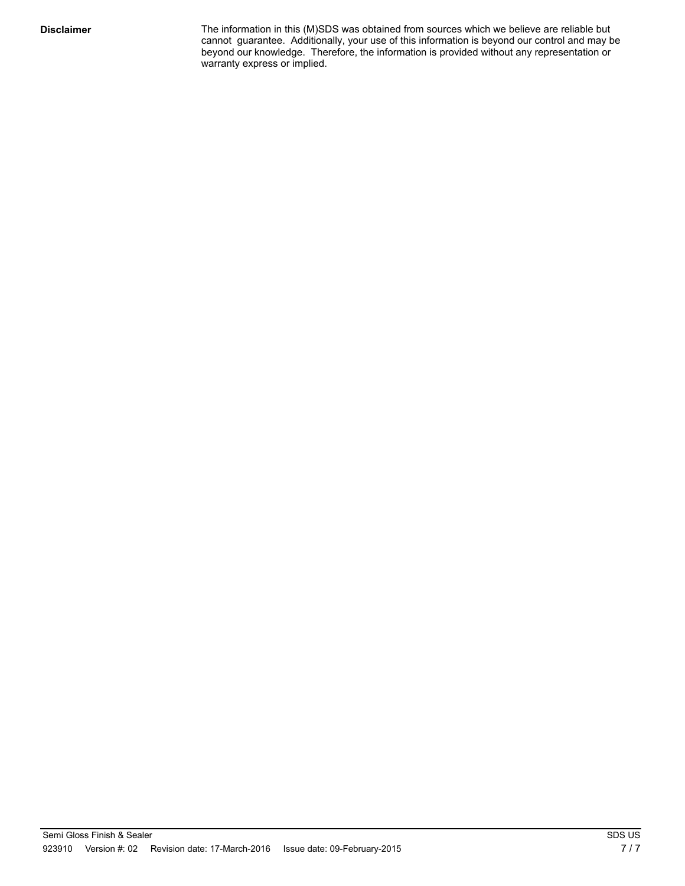**Disclaimer**

The information in this (M)SDS was obtained from sources which we believe are reliable but cannot guarantee. Additionally, your use of this information is beyond our control and may be beyond our knowledge. Therefore, the information is provided without any representation or warranty express or implied.